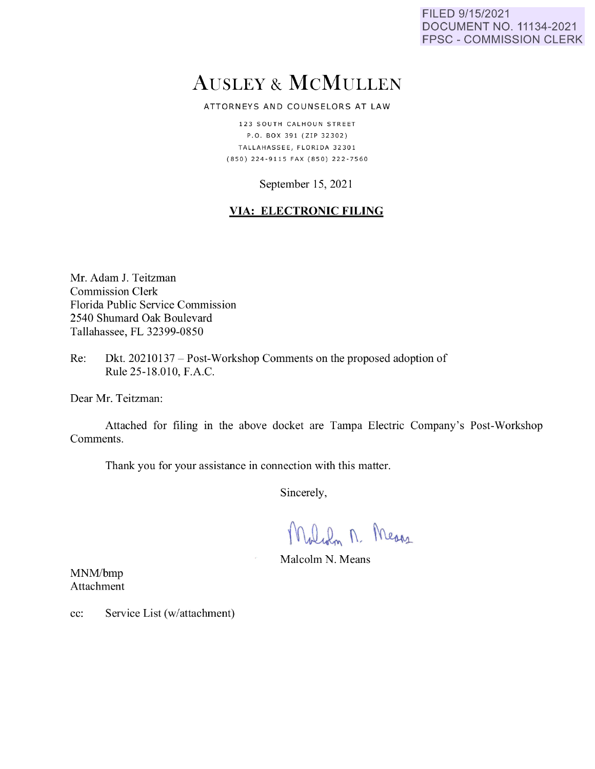FILED 9/15/2021
DOCUMENT NO. 11134-2021
FPSC - COMMISSION CLERK

# AUSLEY & MCMULLEN

ATTORNEYS AND COUNSELORS AT LAW

123 SOUTH CALHOUN STREET
P.O. BOX 391 (ZIP 32302)
TALLAHASSEE, FLORIDA 32301
(850) 224-9115 FAX (850) 222-7560

September 15, 2021

**VIA: ELECTRONIC FILING**

Mr. Adam J. Teitzman
Commission Clerk
Florida Public Service Commission
2540 Shumard Oak Boulevard
Tallahassee, FL 32399-0850

Re: Dkt. 20210137 – Post-Workshop Comments on the proposed adoption of Rule 25-18.010, F.A.C.

Dear Mr. Teitzman:

Attached for filing in the above docket are Tampa Electric Company's Post-Workshop Comments.

Thank you for your assistance in connection with this matter.

Sincerely,

Malcolm N. Means

MNM/bmp
Attachment

cc: Service List (w/attachment)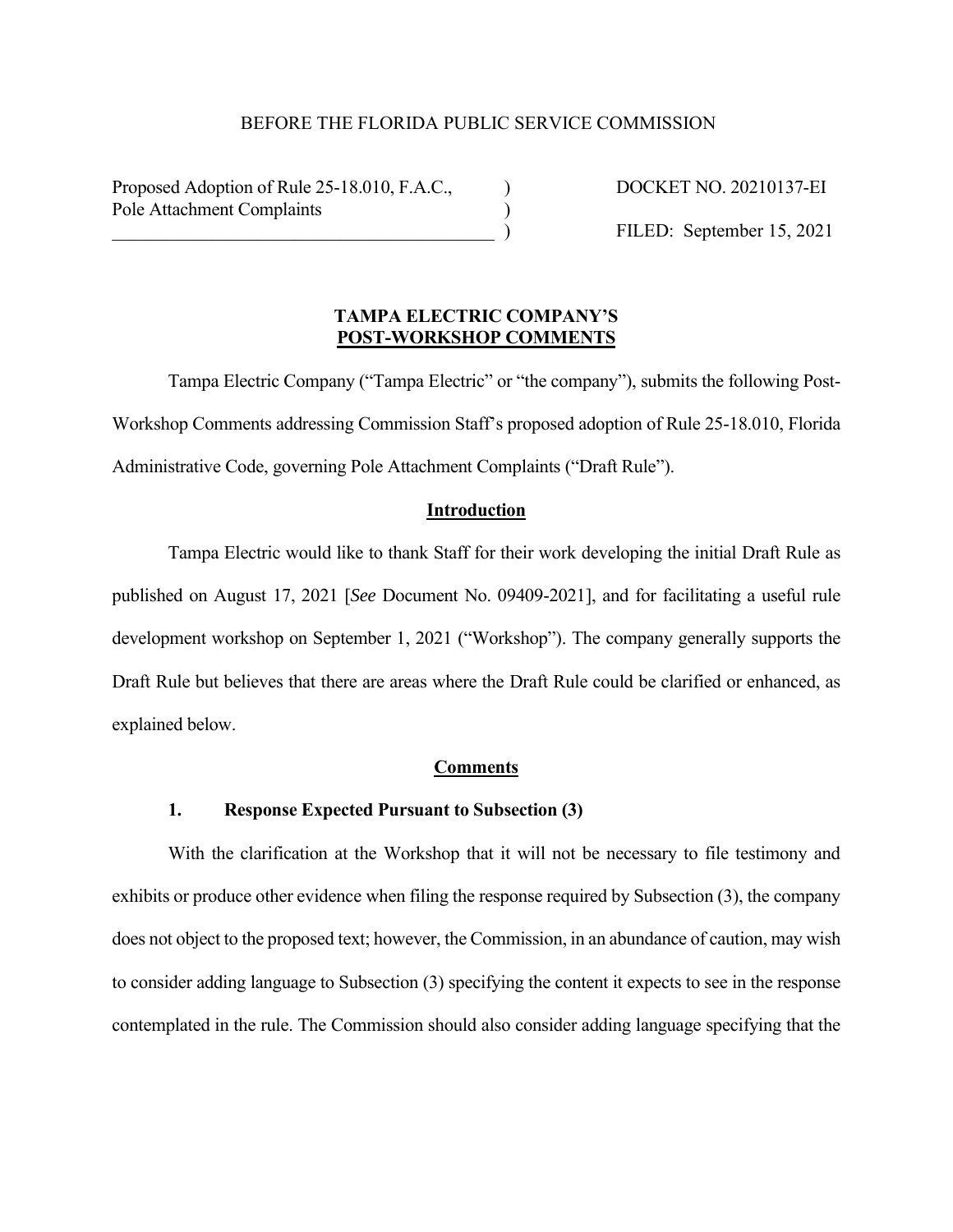BEFORE THE FLORIDA PUBLIC SERVICE COMMISSION

| | | |
|---|---|---|
| Proposed Adoption of Rule 25-18.010, F.A.C., Pole Attachment Complaints | ) ) ) | DOCKET NO. 20210137-EI FILED: September 15, 2021 |

**TAMPA ELECTRIC COMPANY'S**
**POST-WORKSHOP COMMENTS**

Tampa Electric Company ("Tampa Electric" or "the company"), submits the following Post-Workshop Comments addressing Commission Staff's proposed adoption of Rule 25-18.010, Florida Administrative Code, governing Pole Attachment Complaints ("Draft Rule").

## Introduction

Tampa Electric would like to thank Staff for their work developing the initial Draft Rule as published on August 17, 2021 [*See* Document No. 09409-2021], and for facilitating a useful rule development workshop on September 1, 2021 ("Workshop"). The company generally supports the Draft Rule but believes that there are areas where the Draft Rule could be clarified or enhanced, as explained below.

## Comments

### 1. Response Expected Pursuant to Subsection (3)

With the clarification at the Workshop that it will not be necessary to file testimony and exhibits or produce other evidence when filing the response required by Subsection (3), the company does not object to the proposed text; however, the Commission, in an abundance of caution, may wish to consider adding language to Subsection (3) specifying the content it expects to see in the response contemplated in the rule. The Commission should also consider adding language specifying that the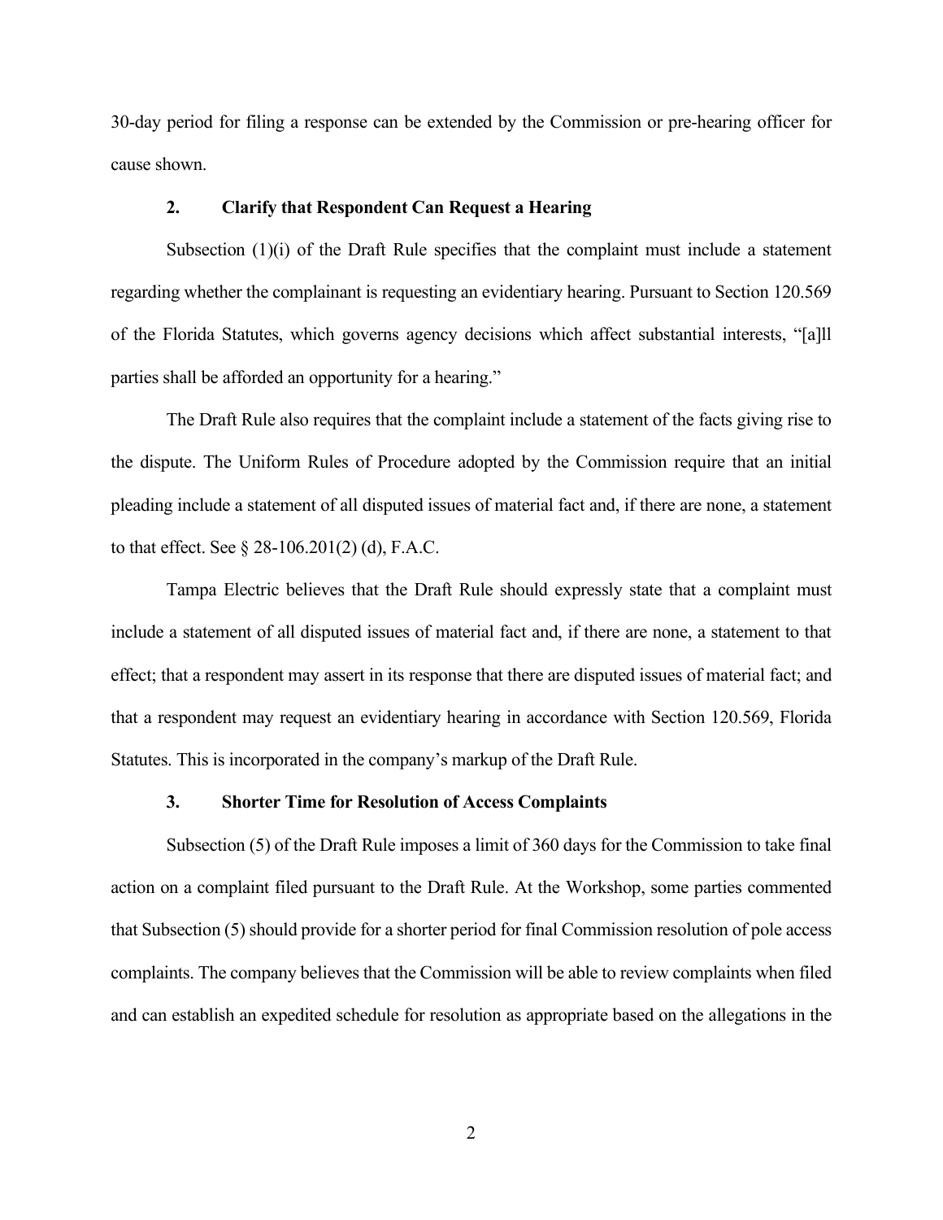30-day period for filing a response can be extended by the Commission or pre-hearing officer for cause shown.

### 2. Clarify that Respondent Can Request a Hearing

Subsection (1)(i) of the Draft Rule specifies that the complaint must include a statement regarding whether the complainant is requesting an evidentiary hearing. Pursuant to Section 120.569 of the Florida Statutes, which governs agency decisions which affect substantial interests, "[a]ll parties shall be afforded an opportunity for a hearing."

The Draft Rule also requires that the complaint include a statement of the facts giving rise to the dispute. The Uniform Rules of Procedure adopted by the Commission require that an initial pleading include a statement of all disputed issues of material fact and, if there are none, a statement to that effect. See § 28-106.201(2) (d), F.A.C.

Tampa Electric believes that the Draft Rule should expressly state that a complaint must include a statement of all disputed issues of material fact and, if there are none, a statement to that effect; that a respondent may assert in its response that there are disputed issues of material fact; and that a respondent may request an evidentiary hearing in accordance with Section 120.569, Florida Statutes. This is incorporated in the company's markup of the Draft Rule.

### 3. Shorter Time for Resolution of Access Complaints

Subsection (5) of the Draft Rule imposes a limit of 360 days for the Commission to take final action on a complaint filed pursuant to the Draft Rule. At the Workshop, some parties commented that Subsection (5) should provide for a shorter period for final Commission resolution of pole access complaints. The company believes that the Commission will be able to review complaints when filed and can establish an expedited schedule for resolution as appropriate based on the allegations in the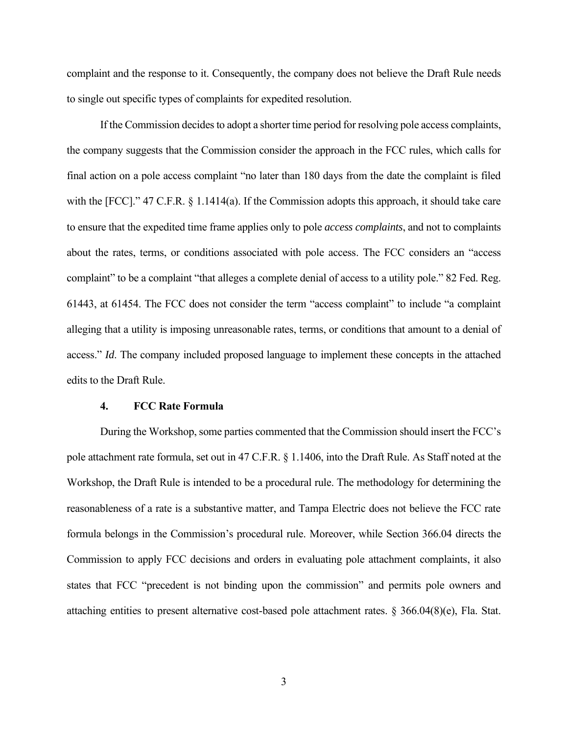complaint and the response to it. Consequently, the company does not believe the Draft Rule needs to single out specific types of complaints for expedited resolution.

If the Commission decides to adopt a shorter time period for resolving pole access complaints, the company suggests that the Commission consider the approach in the FCC rules, which calls for final action on a pole access complaint "no later than 180 days from the date the complaint is filed with the [FCC]." 47 C.F.R. § 1.1414(a). If the Commission adopts this approach, it should take care to ensure that the expedited time frame applies only to pole *access complaints*, and not to complaints about the rates, terms, or conditions associated with pole access. The FCC considers an "access complaint" to be a complaint "that alleges a complete denial of access to a utility pole." 82 Fed. Reg. 61443, at 61454. The FCC does not consider the term "access complaint" to include "a complaint alleging that a utility is imposing unreasonable rates, terms, or conditions that amount to a denial of access." *Id*. The company included proposed language to implement these concepts in the attached edits to the Draft Rule.

### 4. FCC Rate Formula

During the Workshop, some parties commented that the Commission should insert the FCC's pole attachment rate formula, set out in 47 C.F.R. § 1.1406, into the Draft Rule. As Staff noted at the Workshop, the Draft Rule is intended to be a procedural rule. The methodology for determining the reasonableness of a rate is a substantive matter, and Tampa Electric does not believe the FCC rate formula belongs in the Commission's procedural rule. Moreover, while Section 366.04 directs the Commission to apply FCC decisions and orders in evaluating pole attachment complaints, it also states that FCC "precedent is not binding upon the commission" and permits pole owners and attaching entities to present alternative cost-based pole attachment rates. § 366.04(8)(e), Fla. Stat.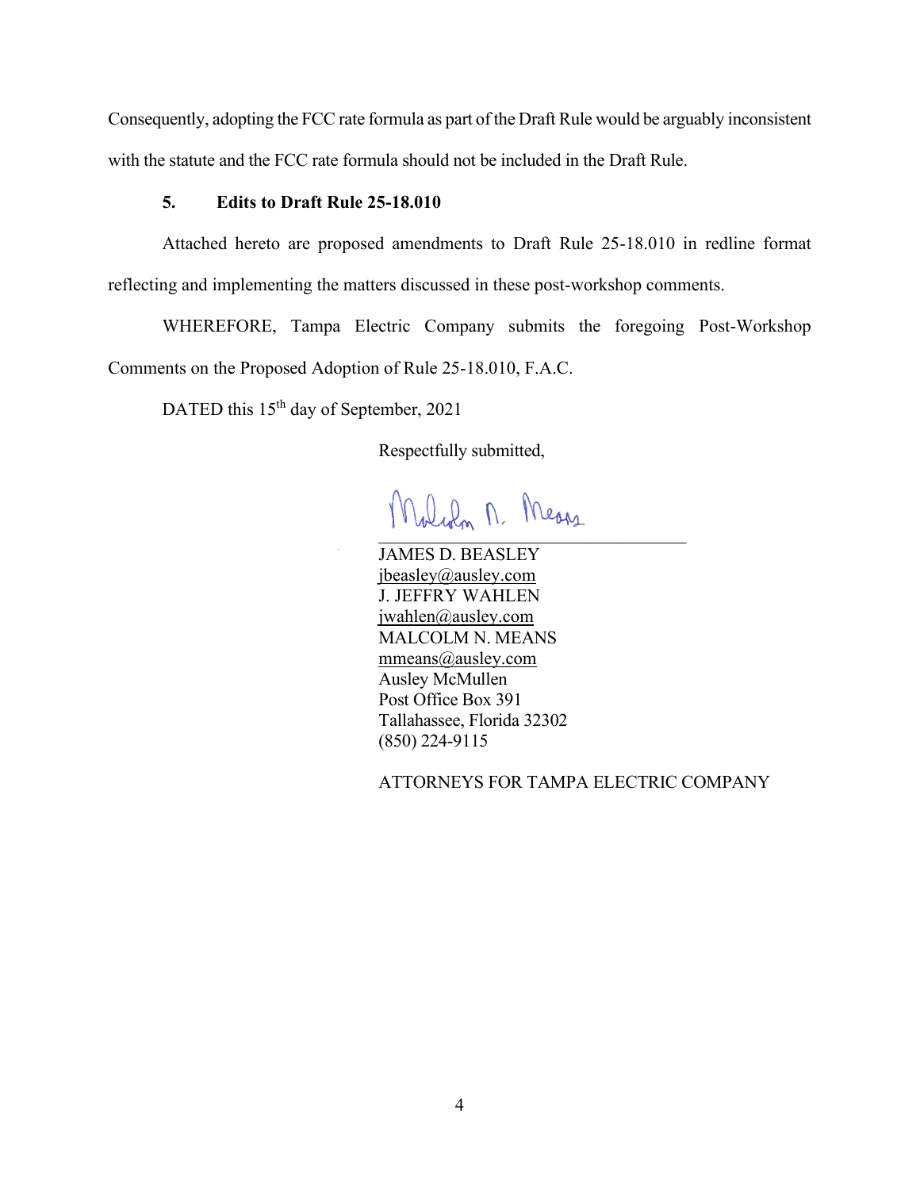Consequently, adopting the FCC rate formula as part of the Draft Rule would be arguably inconsistent with the statute and the FCC rate formula should not be included in the Draft Rule.

**5. Edits to Draft Rule 25-18.010**

Attached hereto are proposed amendments to Draft Rule 25-18.010 in redline format reflecting and implementing the matters discussed in these post-workshop comments.

WHEREFORE, Tampa Electric Company submits the foregoing Post-Workshop Comments on the Proposed Adoption of Rule 25-18.010, F.A.C.

DATED this 15th day of September, 2021

Respectfully submitted,

Malcolm N. Means

JAMES D. BEASLEY
jbeasley@ausley.com
J. JEFFRY WAHLEN
jwahlen@ausley.com
MALCOLM N. MEANS
mmeans@ausley.com
Ausley McMullen
Post Office Box 391
Tallahassee, Florida 32302
(850) 224-9115

ATTORNEYS FOR TAMPA ELECTRIC COMPANY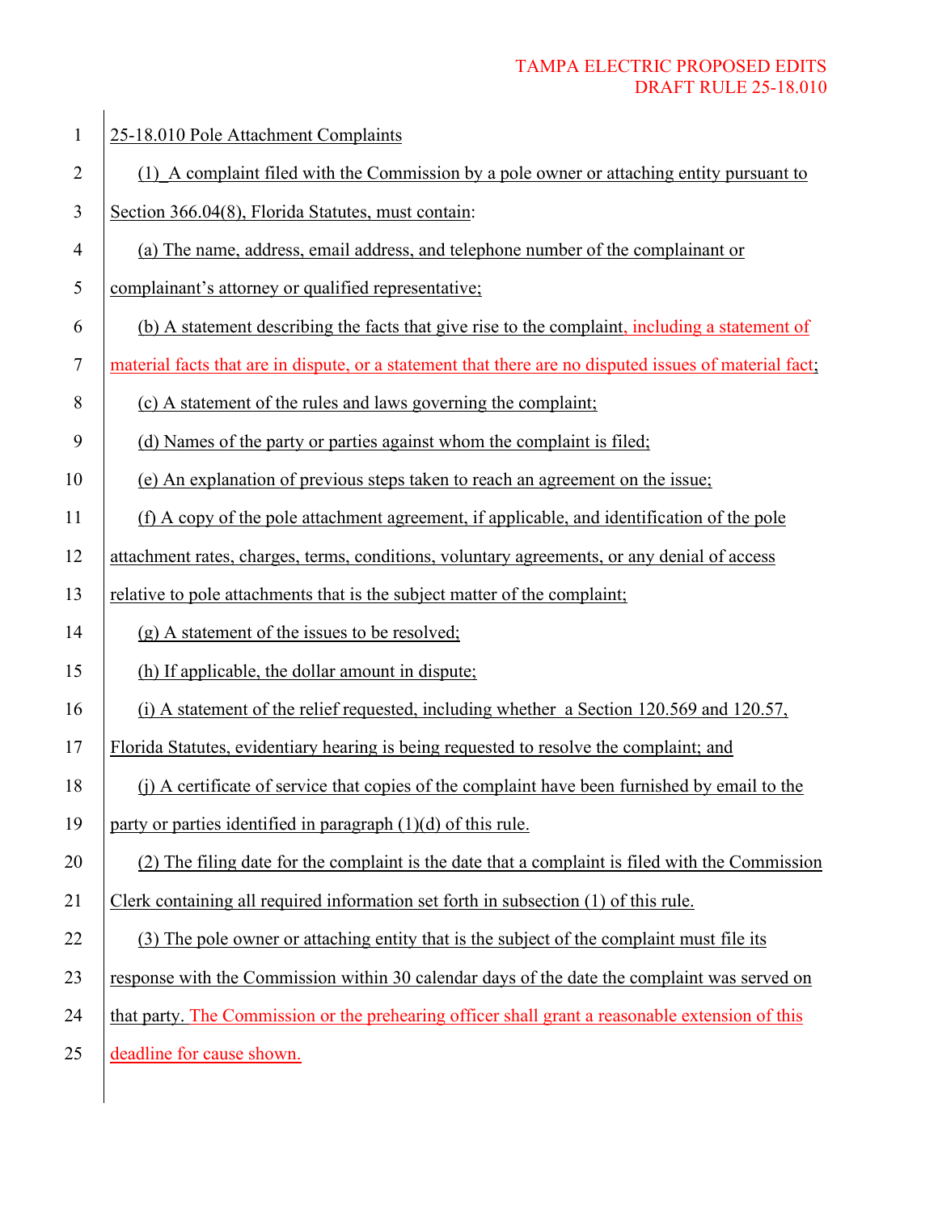TAMPA ELECTRIC PROPOSED EDITS
DRAFT RULE 25-18.010

25-18.010 Pole Attachment Complaints

(1) A complaint filed with the Commission by a pole owner or attaching entity pursuant to Section 366.04(8), Florida Statutes, must contain:

(a) The name, address, email address, and telephone number of the complainant or complainant's attorney or qualified representative;

(b) A statement describing the facts that give rise to the complaint, including a statement of material facts that are in dispute, or a statement that there are no disputed issues of material fact;

(c) A statement of the rules and laws governing the complaint;

(d) Names of the party or parties against whom the complaint is filed;

(e) An explanation of previous steps taken to reach an agreement on the issue;

(f) A copy of the pole attachment agreement, if applicable, and identification of the pole attachment rates, charges, terms, conditions, voluntary agreements, or any denial of access relative to pole attachments that is the subject matter of the complaint;

(g) A statement of the issues to be resolved;

(h) If applicable, the dollar amount in dispute;

(i) A statement of the relief requested, including whether a Section 120.569 and 120.57, Florida Statutes, evidentiary hearing is being requested to resolve the complaint; and

(j) A certificate of service that copies of the complaint have been furnished by email to the party or parties identified in paragraph (1)(d) of this rule.

(2) The filing date for the complaint is the date that a complaint is filed with the Commission Clerk containing all required information set forth in subsection (1) of this rule.

(3) The pole owner or attaching entity that is the subject of the complaint must file its response with the Commission within 30 calendar days of the date the complaint was served on that party. The Commission or the prehearing officer shall grant a reasonable extension of this deadline for cause shown.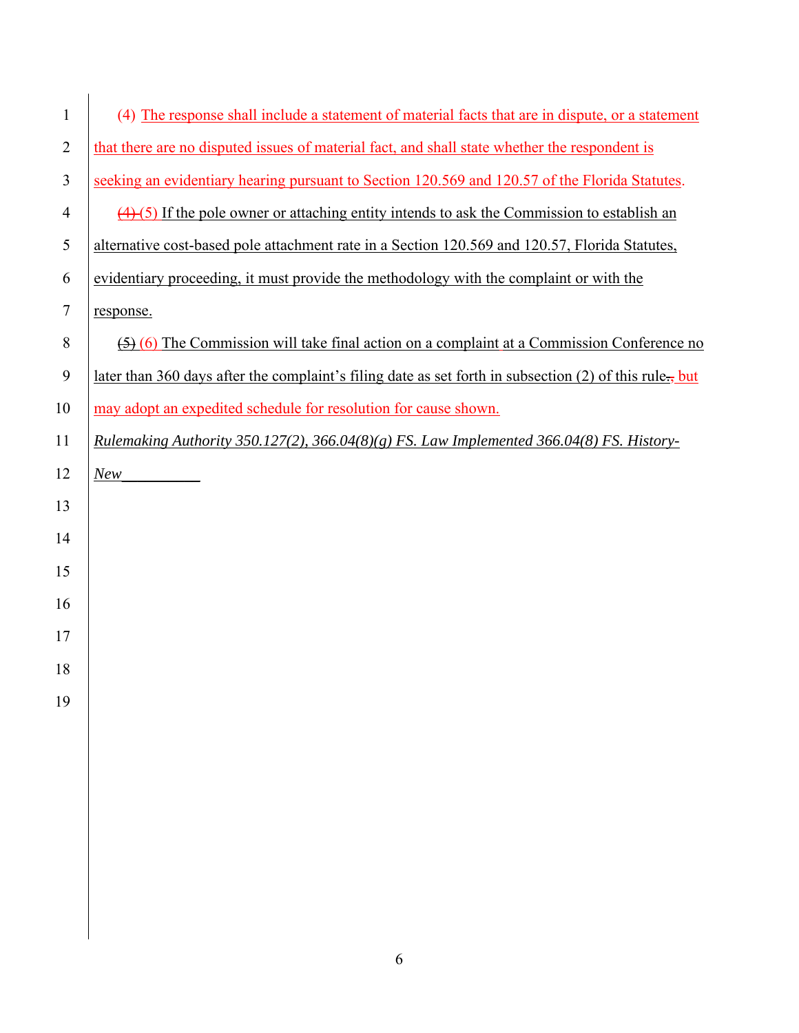(4) The response shall include a statement of material facts that are in dispute, or a statement that there are no disputed issues of material fact, and shall state whether the respondent is seeking an evidentiary hearing pursuant to Section 120.569 and 120.57 of the Florida Statutes.

~~(4)~~ (5) If the pole owner or attaching entity intends to ask the Commission to establish an alternative cost-based pole attachment rate in a Section 120.569 and 120.57, Florida Statutes, evidentiary proceeding, it must provide the methodology with the complaint or with the response.

~~(5)~~ (6) The Commission will take final action on a complaint at a Commission Conference no later than 360 days after the complaint's filing date as set forth in subsection (2) of this rule~~.~~, but may adopt an expedited schedule for resolution for cause shown.

*Rulemaking Authority 350.127(2), 366.04(8)(g) FS. Law Implemented 366.04(8) FS. History-New__________*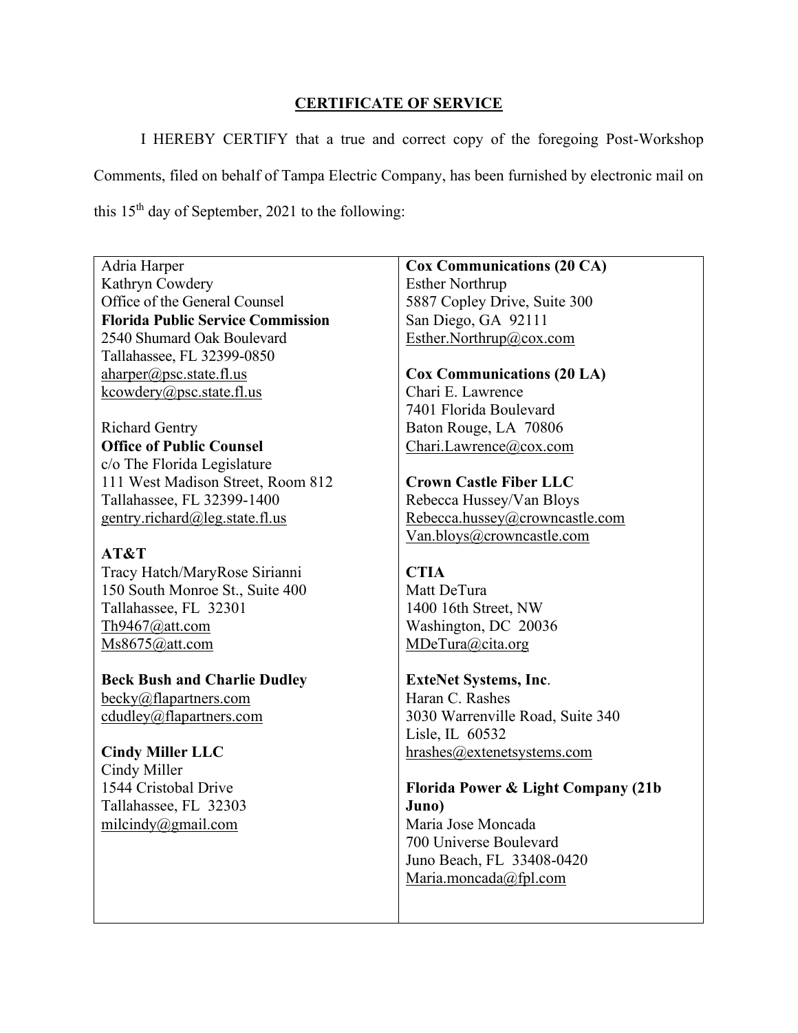## CERTIFICATE OF SERVICE

I HEREBY CERTIFY that a true and correct copy of the foregoing Post-Workshop Comments, filed on behalf of Tampa Electric Company, has been furnished by electronic mail on this 15th day of September, 2021 to the following:

| | |
|---|---|
| Adria Harper<br>Kathryn Cowdery<br>Office of the General Counsel<br>**Florida Public Service Commission**<br>2540 Shumard Oak Boulevard<br>Tallahassee, FL 32399-0850<br>aharper@psc.state.fl.us<br>kcowdery@psc.state.fl.us<br><br>Richard Gentry<br>**Office of Public Counsel**<br>c/o The Florida Legislature<br>111 West Madison Street, Room 812<br>Tallahassee, FL 32399-1400<br>gentry.richard@leg.state.fl.us<br><br>**AT&T**<br>Tracy Hatch/MaryRose Sirianni<br>150 South Monroe St., Suite 400<br>Tallahassee, FL 32301<br>Th9467@att.com<br>Ms8675@att.com<br><br>**Beck Bush and Charlie Dudley**<br>becky@flapartners.com<br>cdudley@flapartners.com<br><br>**Cindy Miller LLC**<br>Cindy Miller<br>1544 Cristobal Drive<br>Tallahassee, FL 32303<br>milcindy@gmail.com | **Cox Communications (20 CA)**<br>Esther Northrup<br>5887 Copley Drive, Suite 300<br>San Diego, GA 92111<br>Esther.Northrup@cox.com<br><br>**Cox Communications (20 LA)**<br>Chari E. Lawrence<br>7401 Florida Boulevard<br>Baton Rouge, LA 70806<br>Chari.Lawrence@cox.com<br><br>**Crown Castle Fiber LLC**<br>Rebecca Hussey/Van Bloys<br>Rebecca.hussey@crowncastle.com<br>Van.bloys@crowncastle.com<br><br>**CTIA**<br>Matt DeTura<br>1400 16th Street, NW<br>Washington, DC 20036<br>MDeTura@cita.org<br><br>**ExteNet Systems, Inc**.<br>Haran C. Rashes<br>3030 Warrenville Road, Suite 340<br>Lisle, IL 60532<br>hrashes@extenetsystems.com<br><br>**Florida Power & Light Company (21b Juno)**<br>Maria Jose Moncada<br>700 Universe Boulevard<br>Juno Beach, FL 33408-0420<br>Maria.moncada@fpl.com |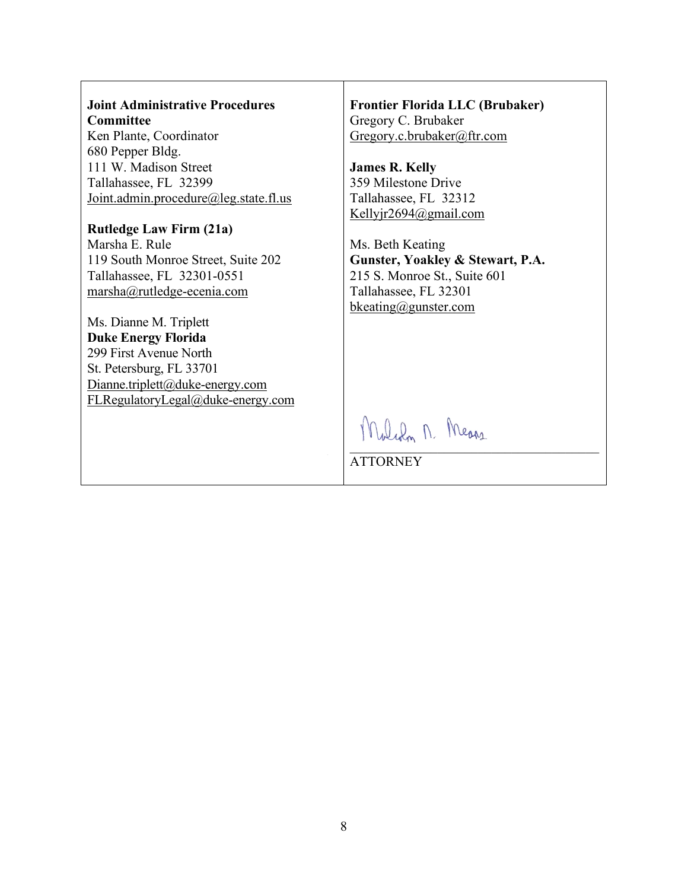**Joint Administrative Procedures Committee**
Ken Plante, Coordinator
680 Pepper Bldg.
111 W. Madison Street
Tallahassee, FL 32399
Joint.admin.procedure@leg.state.fl.us

**Rutledge Law Firm (21a)**
Marsha E. Rule
119 South Monroe Street, Suite 202
Tallahassee, FL 32301-0551
marsha@rutledge-ecenia.com

Ms. Dianne M. Triplett
**Duke Energy Florida**
299 First Avenue North
St. Petersburg, FL 33701
Dianne.triplett@duke-energy.com
FLRegulatoryLegal@duke-energy.com

**Frontier Florida LLC (Brubaker)**
Gregory C. Brubaker
Gregory.c.brubaker@ftr.com

**James R. Kelly**
359 Milestone Drive
Tallahassee, FL 32312
Kellyjr2694@gmail.com

Ms. Beth Keating
**Gunster, Yoakley & Stewart, P.A.**
215 S. Monroe St., Suite 601
Tallahassee, FL 32301
bkeating@gunster.com

Malcolm N. Means
_______________________________
ATTORNEY